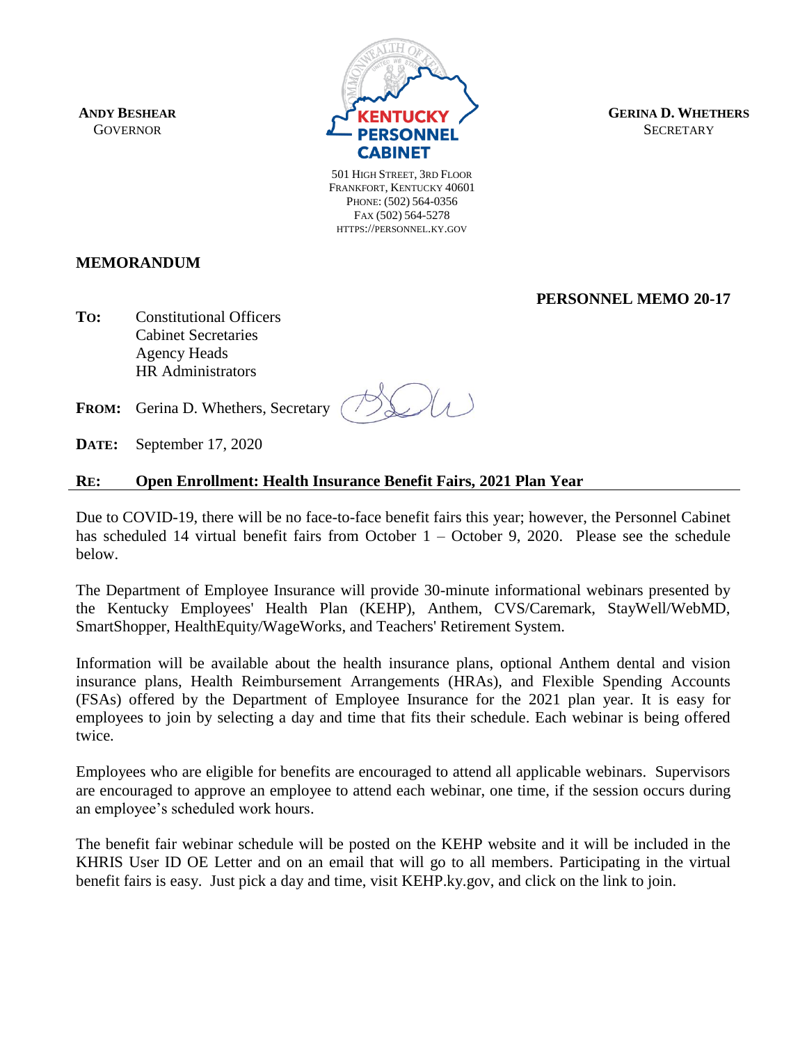**ANDY BESHEAR**
GOVERNOR

**KENTUCKY PERSONNEL CABINET**

501 HIGH STREET, 3RD FLOOR
FRANKFORT, KENTUCKY 40601
PHONE: (502) 564-0356
FAX (502) 564-5278
HTTPS://PERSONNEL.KY.GOV

**GERINA D. WHETHERS**
SECRETARY

# MEMORANDUM

**PERSONNEL MEMO 20-17**

**TO:** Constitutional Officers
Cabinet Secretaries
Agency Heads
HR Administrators

**FROM:** Gerina D. Whethers, Secretary

**DATE:** September 17, 2020

**RE:** **Open Enrollment: Health Insurance Benefit Fairs, 2021 Plan Year**

Due to COVID-19, there will be no face-to-face benefit fairs this year; however, the Personnel Cabinet has scheduled 14 virtual benefit fairs from October 1 – October 9, 2020. Please see the schedule below.

The Department of Employee Insurance will provide 30-minute informational webinars presented by the Kentucky Employees' Health Plan (KEHP), Anthem, CVS/Caremark, StayWell/WebMD, SmartShopper, HealthEquity/WageWorks, and Teachers' Retirement System.

Information will be available about the health insurance plans, optional Anthem dental and vision insurance plans, Health Reimbursement Arrangements (HRAs), and Flexible Spending Accounts (FSAs) offered by the Department of Employee Insurance for the 2021 plan year. It is easy for employees to join by selecting a day and time that fits their schedule. Each webinar is being offered twice.

Employees who are eligible for benefits are encouraged to attend all applicable webinars. Supervisors are encouraged to approve an employee to attend each webinar, one time, if the session occurs during an employee's scheduled work hours.

The benefit fair webinar schedule will be posted on the KEHP website and it will be included in the KHRIS User ID OE Letter and on an email that will go to all members. Participating in the virtual benefit fairs is easy. Just pick a day and time, visit KEHP.ky.gov, and click on the link to join.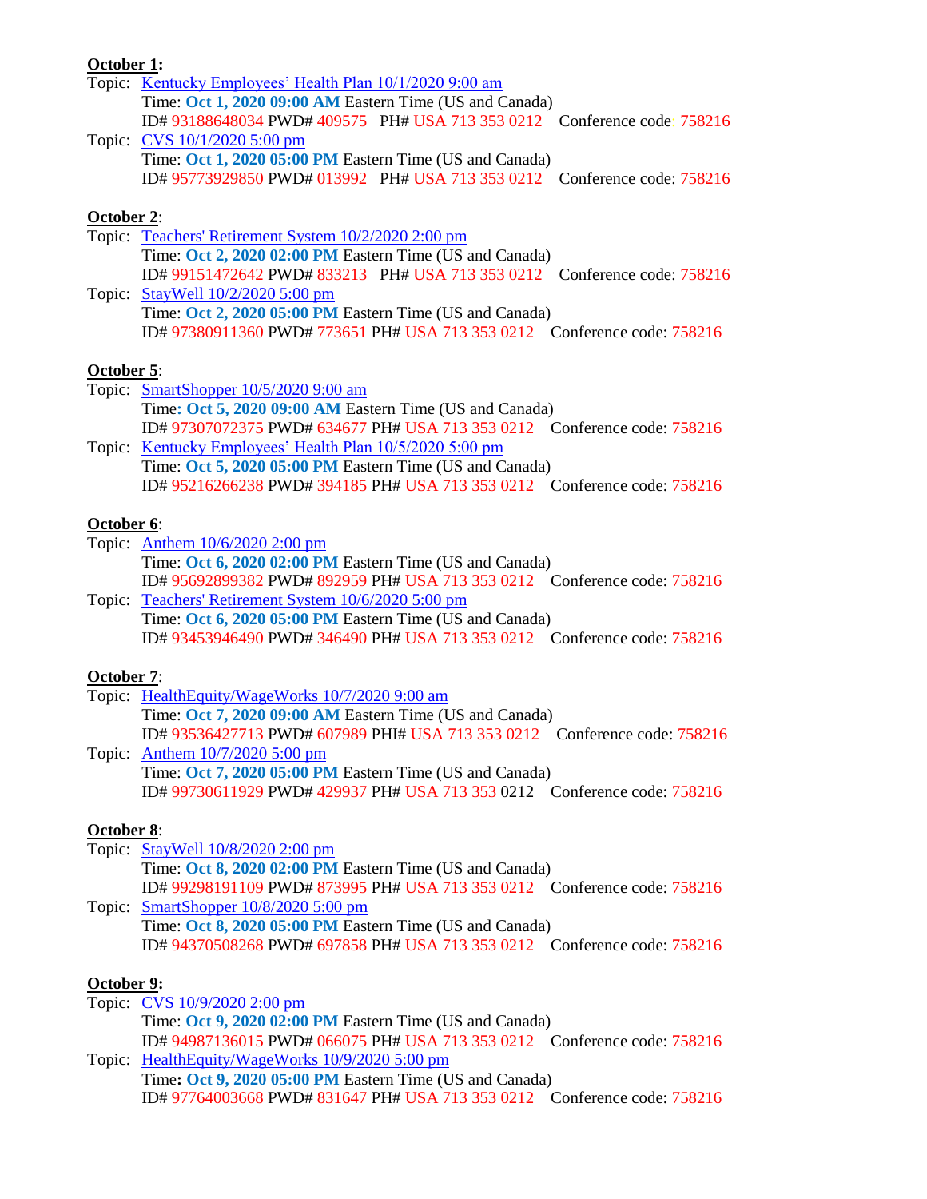**October 1:**

Topic: Kentucky Employees' Health Plan 10/1/2020 9:00 am
Time: **Oct 1, 2020 09:00 AM** Eastern Time (US and Canada)
ID# 93188648034 PWD# 409575 PH# USA 713 353 0212 Conference code: 758216

Topic: CVS 10/1/2020 5:00 pm
Time: **Oct 1, 2020 05:00 PM** Eastern Time (US and Canada)
ID# 95773929850 PWD# 013992 PH# USA 713 353 0212 Conference code: 758216

**October 2**:

Topic: Teachers' Retirement System 10/2/2020 2:00 pm
Time: **Oct 2, 2020 02:00 PM** Eastern Time (US and Canada)
ID# 99151472642 PWD# 833213 PH# USA 713 353 0212 Conference code: 758216

Topic: StayWell 10/2/2020 5:00 pm
Time: **Oct 2, 2020 05:00 PM** Eastern Time (US and Canada)
ID# 97380911360 PWD# 773651 PH# USA 713 353 0212 Conference code: 758216

**October 5**:

Topic: SmartShopper 10/5/2020 9:00 am
Time: **Oct 5, 2020 09:00 AM** Eastern Time (US and Canada)
ID# 97307072375 PWD# 634677 PH# USA 713 353 0212 Conference code: 758216

Topic: Kentucky Employees' Health Plan 10/5/2020 5:00 pm
Time: **Oct 5, 2020 05:00 PM** Eastern Time (US and Canada)
ID# 95216266238 PWD# 394185 PH# USA 713 353 0212 Conference code: 758216

**October 6**:

Topic: Anthem 10/6/2020 2:00 pm
Time: **Oct 6, 2020 02:00 PM** Eastern Time (US and Canada)
ID# 95692899382 PWD# 892959 PH# USA 713 353 0212 Conference code: 758216

Topic: Teachers' Retirement System 10/6/2020 5:00 pm
Time: **Oct 6, 2020 05:00 PM** Eastern Time (US and Canada)
ID# 93453946490 PWD# 346490 PH# USA 713 353 0212 Conference code: 758216

**October 7**:

Topic: HealthEquity/WageWorks 10/7/2020 9:00 am
Time: **Oct 7, 2020 09:00 AM** Eastern Time (US and Canada)
ID# 93536427713 PWD# 607989 PHI# USA 713 353 0212 Conference code: 758216

Topic: Anthem 10/7/2020 5:00 pm
Time: **Oct 7, 2020 05:00 PM** Eastern Time (US and Canada)
ID# 99730611929 PWD# 429937 PH# USA 713 353 0212 Conference code: 758216

**October 8**:

Topic: StayWell 10/8/2020 2:00 pm
Time: **Oct 8, 2020 02:00 PM** Eastern Time (US and Canada)
ID# 99298191109 PWD# 873995 PH# USA 713 353 0212 Conference code: 758216

Topic: SmartShopper 10/8/2020 5:00 pm
Time: **Oct 8, 2020 05:00 PM** Eastern Time (US and Canada)
ID# 94370508268 PWD# 697858 PH# USA 713 353 0212 Conference code: 758216

**October 9:**

Topic: CVS 10/9/2020 2:00 pm
Time: **Oct 9, 2020 02:00 PM** Eastern Time (US and Canada)
ID# 94987136015 PWD# 066075 PH# USA 713 353 0212 Conference code: 758216

Topic: HealthEquity/WageWorks 10/9/2020 5:00 pm
Time: **Oct 9, 2020 05:00 PM** Eastern Time (US and Canada)
ID# 97764003668 PWD# 831647 PH# USA 713 353 0212 Conference code: 758216